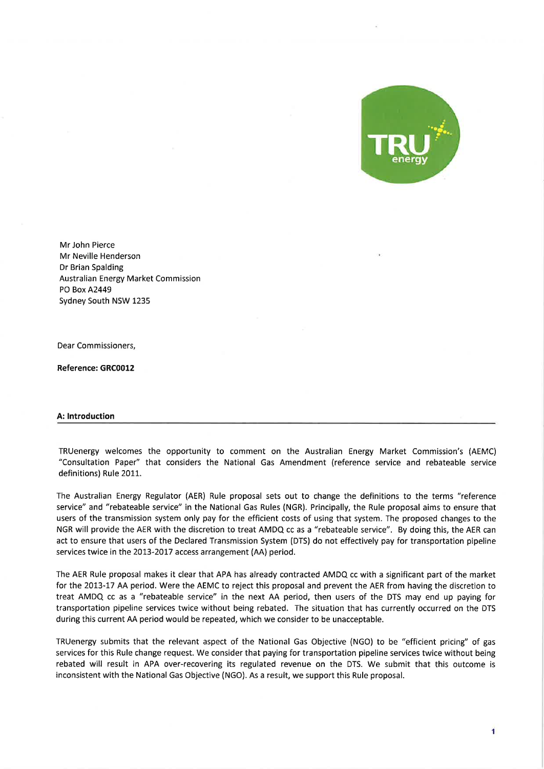Mr John Pierce
Mr Neville Henderson
Dr Brian Spalding
Australian Energy Market Commission
PO Box A2449
Sydney South NSW 1235

Dear Commissioners,

**Reference: GRC0012**

## A: Introduction

TRUenergy welcomes the opportunity to comment on the Australian Energy Market Commission's (AEMC) "Consultation Paper" that considers the National Gas Amendment (reference service and rebateable service definitions) Rule 2011.

The Australian Energy Regulator (AER) Rule proposal sets out to change the definitions to the terms "reference service" and "rebateable service" in the National Gas Rules (NGR). Principally, the Rule proposal aims to ensure that users of the transmission system only pay for the efficient costs of using that system. The proposed changes to the NGR will provide the AER with the discretion to treat AMDQ cc as a "rebateable service". By doing this, the AER can act to ensure that users of the Declared Transmission System (DTS) do not effectively pay for transportation pipeline services twice in the 2013-2017 access arrangement (AA) period.

The AER Rule proposal makes it clear that APA has already contracted AMDQ cc with a significant part of the market for the 2013-17 AA period. Were the AEMC to reject this proposal and prevent the AER from having the discretion to treat AMDQ cc as a "rebateable service" in the next AA period, then users of the DTS may end up paying for transportation pipeline services twice without being rebated. The situation that has currently occurred on the DTS during this current AA period would be repeated, which we consider to be unacceptable.

TRUenergy submits that the relevant aspect of the National Gas Objective (NGO) to be "efficient pricing" of gas services for this Rule change request. We consider that paying for transportation pipeline services twice without being rebated will result in APA over-recovering its regulated revenue on the DTS. We submit that this outcome is inconsistent with the National Gas Objective (NGO). As a result, we support this Rule proposal.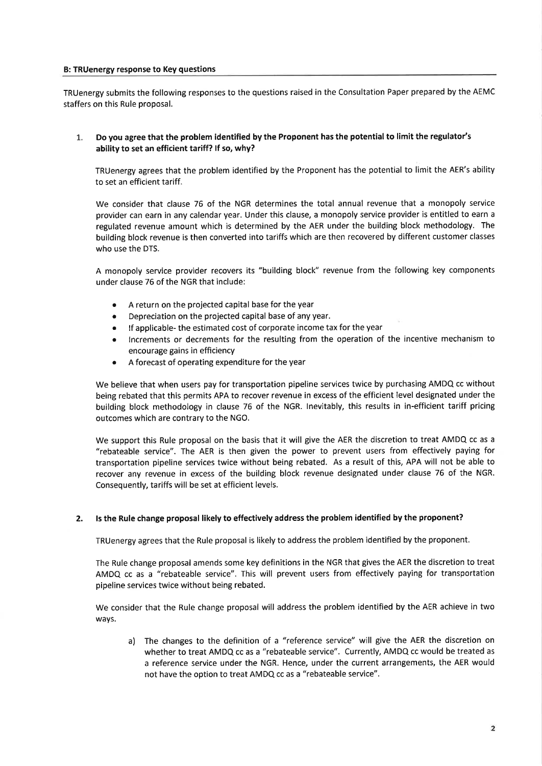## B: TRUenergy response to Key questions

TRUenergy submits the following responses to the questions raised in the Consultation Paper prepared by the AEMC staffers on this Rule proposal.

1. **Do you agree that the problem identified by the Proponent has the potential to limit the regulator's ability to set an efficient tariff? If so, why?**

   TRUenergy agrees that the problem identified by the Proponent has the potential to limit the AER's ability to set an efficient tariff.

   We consider that clause 76 of the NGR determines the total annual revenue that a monopoly service provider can earn in any calendar year. Under this clause, a monopoly service provider is entitled to earn a regulated revenue amount which is determined by the AER under the building block methodology. The building block revenue is then converted into tariffs which are then recovered by different customer classes who use the DTS.

   A monopoly service provider recovers its "building block" revenue from the following key components under clause 76 of the NGR that include:

   - A return on the projected capital base for the year
   - Depreciation on the projected capital base of any year.
   - If applicable- the estimated cost of corporate income tax for the year
   - Increments or decrements for the resulting from the operation of the incentive mechanism to encourage gains in efficiency
   - A forecast of operating expenditure for the year

   We believe that when users pay for transportation pipeline services twice by purchasing AMDQ cc without being rebated that this permits APA to recover revenue in excess of the efficient level designated under the building block methodology in clause 76 of the NGR. Inevitably, this results in in-efficient tariff pricing outcomes which are contrary to the NGO.

   We support this Rule proposal on the basis that it will give the AER the discretion to treat AMDQ cc as a "rebateable service". The AER is then given the power to prevent users from effectively paying for transportation pipeline services twice without being rebated. As a result of this, APA will not be able to recover any revenue in excess of the building block revenue designated under clause 76 of the NGR. Consequently, tariffs will be set at efficient levels.

2. **Is the Rule change proposal likely to effectively address the problem identified by the proponent?**

   TRUenergy agrees that the Rule proposal is likely to address the problem identified by the proponent.

   The Rule change proposal amends some key definitions in the NGR that gives the AER the discretion to treat AMDQ cc as a "rebateable service". This will prevent users from effectively paying for transportation pipeline services twice without being rebated.

   We consider that the Rule change proposal will address the problem identified by the AER achieve in two ways.

   a) The changes to the definition of a "reference service" will give the AER the discretion on whether to treat AMDQ cc as a "rebateable service". Currently, AMDQ cc would be treated as a reference service under the NGR. Hence, under the current arrangements, the AER would not have the option to treat AMDQ cc as a "rebateable service".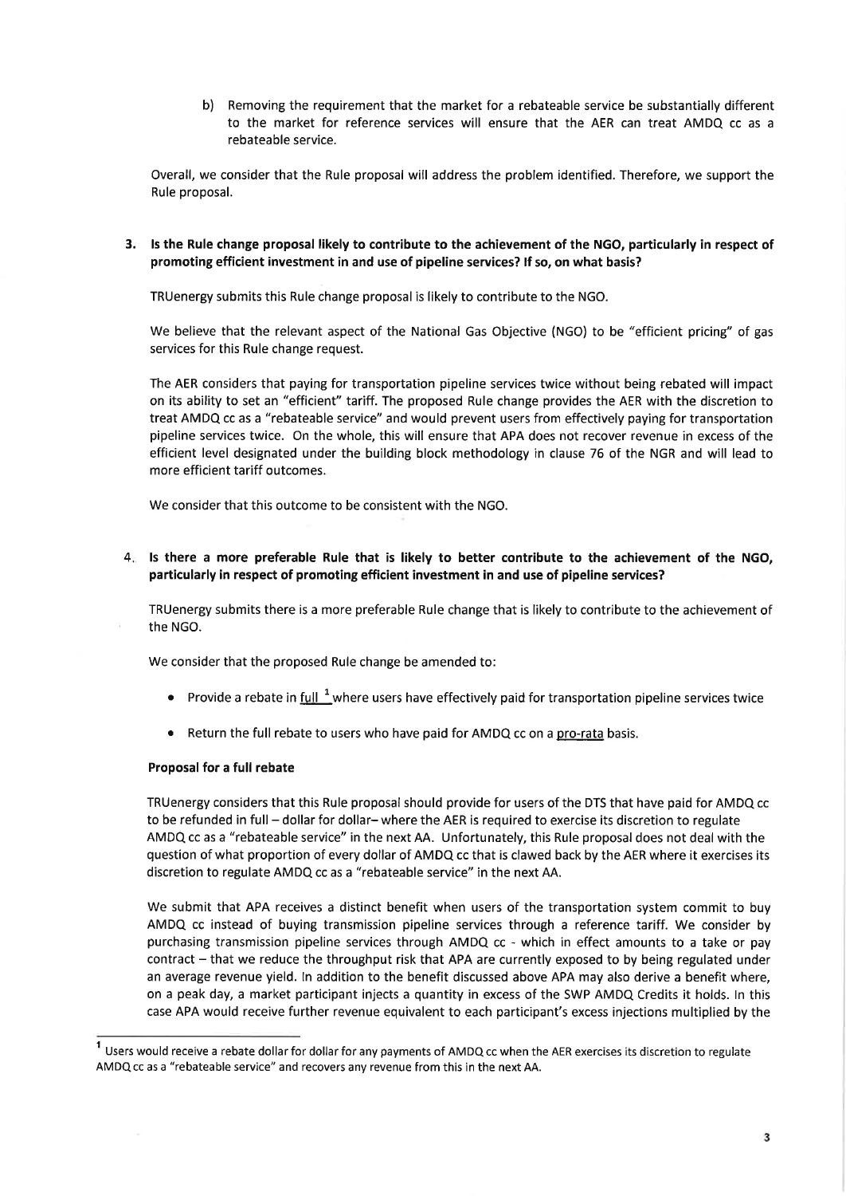b) Removing the requirement that the market for a rebateable service be substantially different to the market for reference services will ensure that the AER can treat AMDQ cc as a rebateable service.

Overall, we consider that the Rule proposal will address the problem identified. Therefore, we support the Rule proposal.

**3. Is the Rule change proposal likely to contribute to the achievement of the NGO, particularly in respect of promoting efficient investment in and use of pipeline services? If so, on what basis?**

TRUenergy submits this Rule change proposal is likely to contribute to the NGO.

We believe that the relevant aspect of the National Gas Objective (NGO) to be "efficient pricing" of gas services for this Rule change request.

The AER considers that paying for transportation pipeline services twice without being rebated will impact on its ability to set an "efficient" tariff. The proposed Rule change provides the AER with the discretion to treat AMDQ cc as a "rebateable service" and would prevent users from effectively paying for transportation pipeline services twice. On the whole, this will ensure that APA does not recover revenue in excess of the efficient level designated under the building block methodology in clause 76 of the NGR and will lead to more efficient tariff outcomes.

We consider that this outcome to be consistent with the NGO.

**4. Is there a more preferable Rule that is likely to better contribute to the achievement of the NGO, particularly in respect of promoting efficient investment in and use of pipeline services?**

TRUenergy submits there is a more preferable Rule change that is likely to contribute to the achievement of the NGO.

We consider that the proposed Rule change be amended to:

- Provide a rebate in full [1] where users have effectively paid for transportation pipeline services twice
- Return the full rebate to users who have paid for AMDQ cc on a pro-rata basis.

**Proposal for a full rebate**

TRUenergy considers that this Rule proposal should provide for users of the DTS that have paid for AMDQ cc to be refunded in full – dollar for dollar– where the AER is required to exercise its discretion to regulate AMDQ cc as a "rebateable service" in the next AA. Unfortunately, this Rule proposal does not deal with the question of what proportion of every dollar of AMDQ cc that is clawed back by the AER where it exercises its discretion to regulate AMDQ cc as a "rebateable service" in the next AA.

We submit that APA receives a distinct benefit when users of the transportation system commit to buy AMDQ cc instead of buying transmission pipeline services through a reference tariff. We consider by purchasing transmission pipeline services through AMDQ cc - which in effect amounts to a take or pay contract – that we reduce the throughput risk that APA are currently exposed to by being regulated under an average revenue yield. In addition to the benefit discussed above APA may also derive a benefit where, on a peak day, a market participant injects a quantity in excess of the SWP AMDQ Credits it holds. In this case APA would receive further revenue equivalent to each participant's excess injections multiplied by the

[1] Users would receive a rebate dollar for dollar for any payments of AMDQ cc when the AER exercises its discretion to regulate AMDQ cc as a "rebateable service" and recovers any revenue from this in the next AA.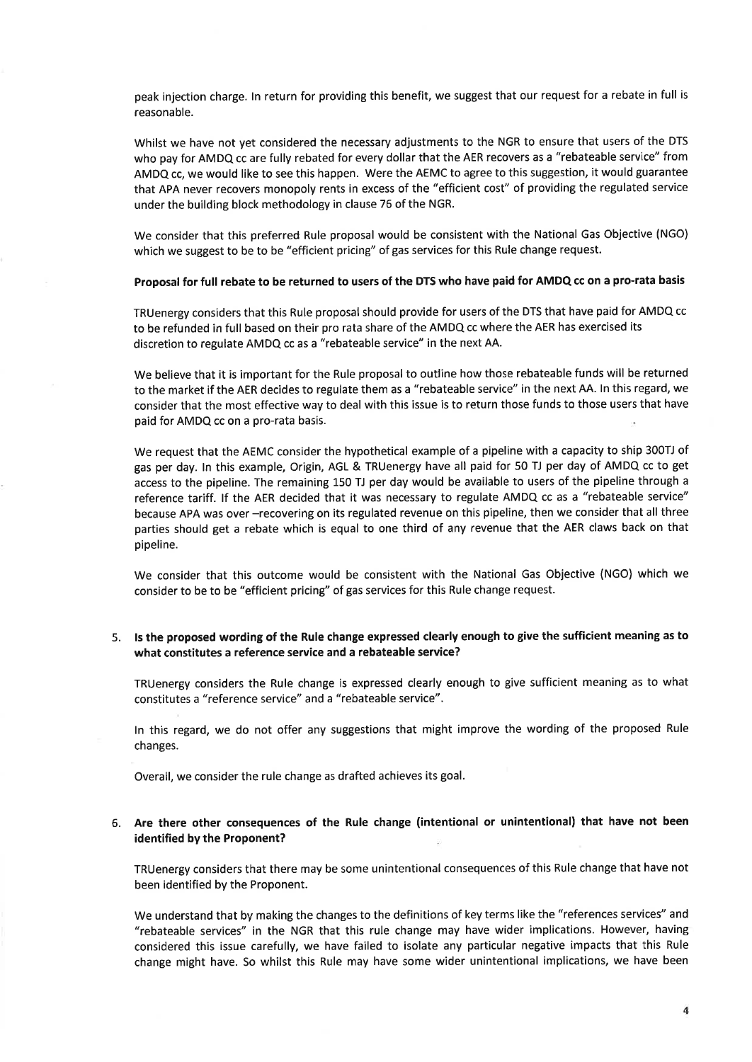peak injection charge. In return for providing this benefit, we suggest that our request for a rebate in full is reasonable.

Whilst we have not yet considered the necessary adjustments to the NGR to ensure that users of the DTS who pay for AMDQ cc are fully rebated for every dollar that the AER recovers as a "rebateable service" from AMDQ cc, we would like to see this happen. Were the AEMC to agree to this suggestion, it would guarantee that APA never recovers monopoly rents in excess of the "efficient cost" of providing the regulated service under the building block methodology in clause 76 of the NGR.

We consider that this preferred Rule proposal would be consistent with the National Gas Objective (NGO) which we suggest to be to be "efficient pricing" of gas services for this Rule change request.

**Proposal for full rebate to be returned to users of the DTS who have paid for AMDQ cc on a pro-rata basis**

TRUenergy considers that this Rule proposal should provide for users of the DTS that have paid for AMDQ cc to be refunded in full based on their pro rata share of the AMDQ cc where the AER has exercised its discretion to regulate AMDQ cc as a "rebateable service" in the next AA.

We believe that it is important for the Rule proposal to outline how those rebateable funds will be returned to the market if the AER decides to regulate them as a "rebateable service" in the next AA. In this regard, we consider that the most effective way to deal with this issue is to return those funds to those users that have paid for AMDQ cc on a pro-rata basis.

We request that the AEMC consider the hypothetical example of a pipeline with a capacity to ship 300TJ of gas per day. In this example, Origin, AGL & TRUenergy have all paid for 50 TJ per day of AMDQ cc to get access to the pipeline. The remaining 150 TJ per day would be available to users of the pipeline through a reference tariff. If the AER decided that it was necessary to regulate AMDQ cc as a "rebateable service" because APA was over –recovering on its regulated revenue on this pipeline, then we consider that all three parties should get a rebate which is equal to one third of any revenue that the AER claws back on that pipeline.

We consider that this outcome would be consistent with the National Gas Objective (NGO) which we consider to be to be "efficient pricing" of gas services for this Rule change request.

5. **Is the proposed wording of the Rule change expressed clearly enough to give the sufficient meaning as to what constitutes a reference service and a rebateable service?**

TRUenergy considers the Rule change is expressed clearly enough to give sufficient meaning as to what constitutes a "reference service" and a "rebateable service".

In this regard, we do not offer any suggestions that might improve the wording of the proposed Rule changes.

Overall, we consider the rule change as drafted achieves its goal.

6. **Are there other consequences of the Rule change (intentional or unintentional) that have not been identified by the Proponent?**

TRUenergy considers that there may be some unintentional consequences of this Rule change that have not been identified by the Proponent.

We understand that by making the changes to the definitions of key terms like the "references services" and "rebateable services" in the NGR that this rule change may have wider implications. However, having considered this issue carefully, we have failed to isolate any particular negative impacts that this Rule change might have. So whilst this Rule may have some wider unintentional implications, we have been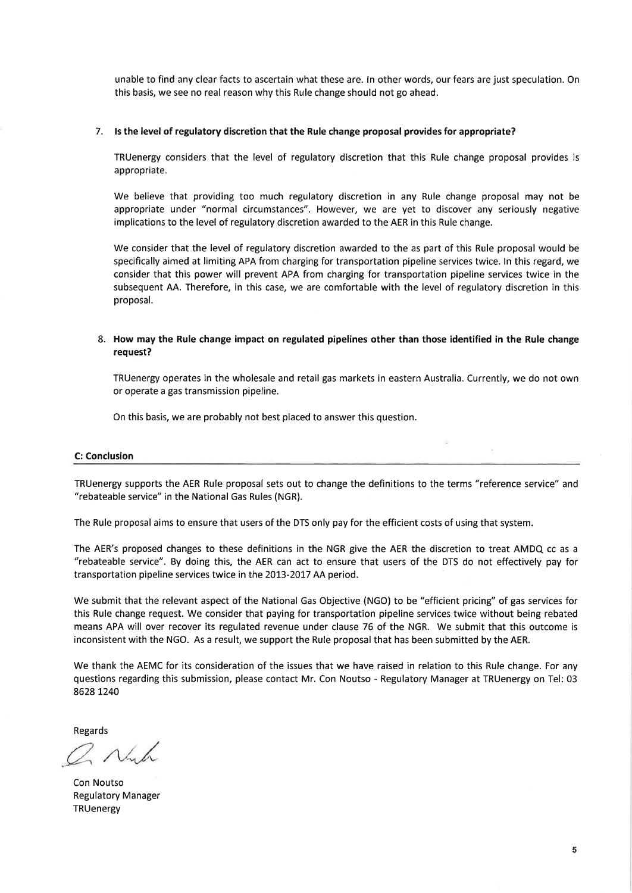unable to find any clear facts to ascertain what these are. In other words, our fears are just speculation. On this basis, we see no real reason why this Rule change should not go ahead.

7. **Is the level of regulatory discretion that the Rule change proposal provides for appropriate?**

   TRUenergy considers that the level of regulatory discretion that this Rule change proposal provides is appropriate.

   We believe that providing too much regulatory discretion in any Rule change proposal may not be appropriate under "normal circumstances". However, we are yet to discover any seriously negative implications to the level of regulatory discretion awarded to the AER in this Rule change.

   We consider that the level of regulatory discretion awarded to the as part of this Rule proposal would be specifically aimed at limiting APA from charging for transportation pipeline services twice. In this regard, we consider that this power will prevent APA from charging for transportation pipeline services twice in the subsequent AA. Therefore, in this case, we are comfortable with the level of regulatory discretion in this proposal.

8. **How may the Rule change impact on regulated pipelines other than those identified in the Rule change request?**

   TRUenergy operates in the wholesale and retail gas markets in eastern Australia. Currently, we do not own or operate a gas transmission pipeline.

   On this basis, we are probably not best placed to answer this question.

## C: Conclusion

TRUenergy supports the AER Rule proposal sets out to change the definitions to the terms "reference service" and "rebateable service" in the National Gas Rules (NGR).

The Rule proposal aims to ensure that users of the DTS only pay for the efficient costs of using that system.

The AER's proposed changes to these definitions in the NGR give the AER the discretion to treat AMDQ cc as a "rebateable service". By doing this, the AER can act to ensure that users of the DTS do not effectively pay for transportation pipeline services twice in the 2013-2017 AA period.

We submit that the relevant aspect of the National Gas Objective (NGO) to be "efficient pricing" of gas services for this Rule change request. We consider that paying for transportation pipeline services twice without being rebated means APA will over recover its regulated revenue under clause 76 of the NGR. We submit that this outcome is inconsistent with the NGO. As a result, we support the Rule proposal that has been submitted by the AER.

We thank the AEMC for its consideration of the issues that we have raised in relation to this Rule change. For any questions regarding this submission, please contact Mr. Con Noutso - Regulatory Manager at TRUenergy on Tel: 03 8628 1240

Regards

Con Noutso
Regulatory Manager
TRUenergy